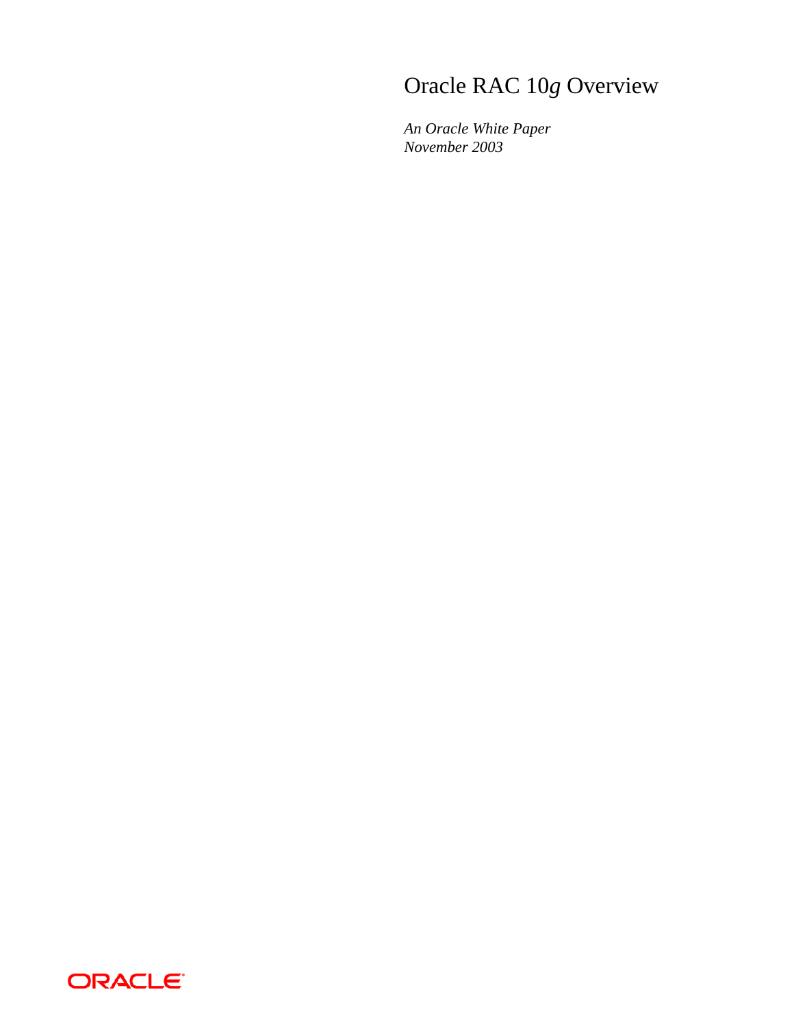# Oracle RAC 10*g* Overview

*An Oracle White Paper*
*November 2003*

ORACLE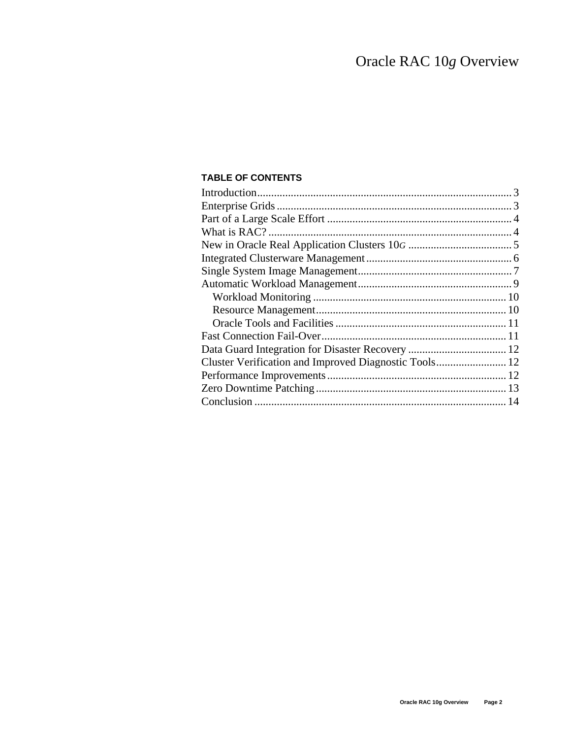# Oracle RAC 10*g* Overview

**TABLE OF CONTENTS**

Introduction .......................................................................................... 3
Enterprise Grids .................................................................................... 3
Part of a Large Scale Effort .................................................................. 4
What is RAC? ....................................................................................... 4
New in Oracle Real Application Clusters 10*G* ...................................... 5
Integrated Clusterware Management .................................................... 6
Single System Image Management....................................................... 7
Automatic Workload Management....................................................... 9
  Workload Monitoring ..................................................................... 10
  Resource Management.................................................................... 10
  Oracle Tools and Facilities ............................................................. 11
Fast Connection Fail-Over.................................................................. 11
Data Guard Integration for Disaster Recovery .................................... 12
Cluster Verification and Improved Diagnostic Tools......................... 12
Performance Improvements ................................................................ 12
Zero Downtime Patching .................................................................... 13
Conclusion .......................................................................................... 14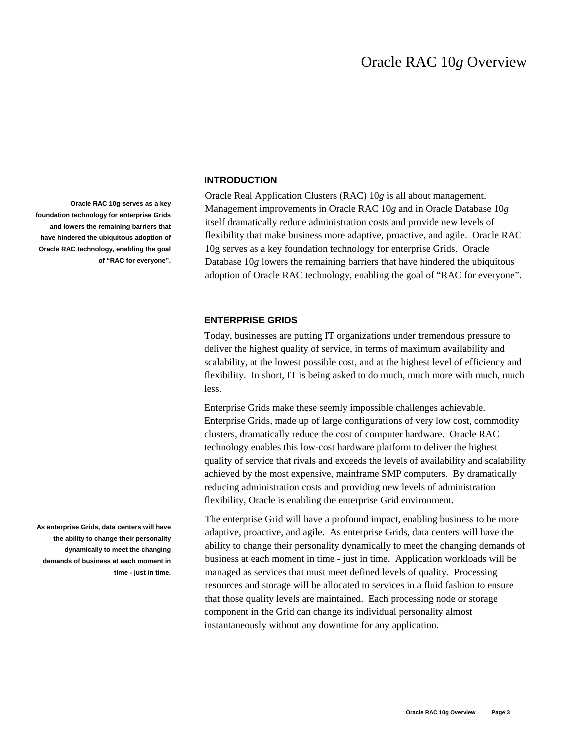# Oracle RAC 10*g* Overview

## INTRODUCTION

**Oracle RAC 10g serves as a key foundation technology for enterprise Grids and lowers the remaining barriers that have hindered the ubiquitous adoption of Oracle RAC technology, enabling the goal of "RAC for everyone".**

Oracle Real Application Clusters (RAC) 10*g* is all about management. Management improvements in Oracle RAC 10*g* and in Oracle Database 10*g* itself dramatically reduce administration costs and provide new levels of flexibility that make business more adaptive, proactive, and agile. Oracle RAC 10g serves as a key foundation technology for enterprise Grids. Oracle Database 10*g* lowers the remaining barriers that have hindered the ubiquitous adoption of Oracle RAC technology, enabling the goal of "RAC for everyone".

## ENTERPRISE GRIDS

Today, businesses are putting IT organizations under tremendous pressure to deliver the highest quality of service, in terms of maximum availability and scalability, at the lowest possible cost, and at the highest level of efficiency and flexibility. In short, IT is being asked to do much, much more with much, much less.

Enterprise Grids make these seemingly impossible challenges achievable. Enterprise Grids, made up of large configurations of very low cost, commodity clusters, dramatically reduce the cost of computer hardware. Oracle RAC technology enables this low-cost hardware platform to deliver the highest quality of service that rivals and exceeds the levels of availability and scalability achieved by the most expensive, mainframe SMP computers. By dramatically reducing administration costs and providing new levels of administration flexibility, Oracle is enabling the enterprise Grid environment.

**As enterprise Grids, data centers will have the ability to change their personality dynamically to meet the changing demands of business at each moment in time - just in time.**

The enterprise Grid will have a profound impact, enabling business to be more adaptive, proactive, and agile. As enterprise Grids, data centers will have the ability to change their personality dynamically to meet the changing demands of business at each moment in time - just in time. Application workloads will be managed as services that must meet defined levels of quality. Processing resources and storage will be allocated to services in a fluid fashion to ensure that those quality levels are maintained. Each processing node or storage component in the Grid can change its individual personality almost instantaneously without any downtime for any application.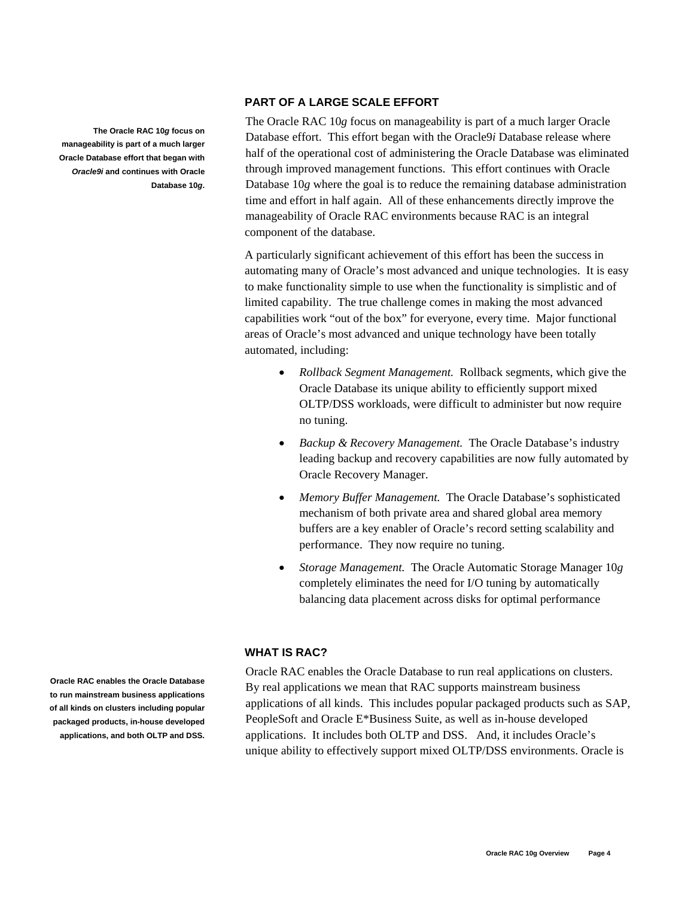## PART OF A LARGE SCALE EFFORT

**The Oracle RAC 10*g* focus on manageability is part of a much larger Oracle Database effort that began with *Oracle9i* and continues with Oracle Database 10*g*.**

The Oracle RAC 10*g* focus on manageability is part of a much larger Oracle Database effort. This effort began with the Oracle9*i* Database release where half of the operational cost of administering the Oracle Database was eliminated through improved management functions. This effort continues with Oracle Database 10*g* where the goal is to reduce the remaining database administration time and effort in half again. All of these enhancements directly improve the manageability of Oracle RAC environments because RAC is an integral component of the database.

A particularly significant achievement of this effort has been the success in automating many of Oracle's most advanced and unique technologies. It is easy to make functionality simple to use when the functionality is simplistic and of limited capability. The true challenge comes in making the most advanced capabilities work "out of the box" for everyone, every time. Major functional areas of Oracle's most advanced and unique technology have been totally automated, including:

- *Rollback Segment Management.* Rollback segments, which give the Oracle Database its unique ability to efficiently support mixed OLTP/DSS workloads, were difficult to administer but now require no tuning.
- *Backup & Recovery Management.* The Oracle Database's industry leading backup and recovery capabilities are now fully automated by Oracle Recovery Manager.
- *Memory Buffer Management.* The Oracle Database's sophisticated mechanism of both private area and shared global area memory buffers are a key enabler of Oracle's record setting scalability and performance. They now require no tuning.
- *Storage Management.* The Oracle Automatic Storage Manager 10*g* completely eliminates the need for I/O tuning by automatically balancing data placement across disks for optimal performance

## WHAT IS RAC?

**Oracle RAC enables the Oracle Database to run mainstream business applications of all kinds on clusters including popular packaged products, in-house developed applications, and both OLTP and DSS.**

Oracle RAC enables the Oracle Database to run real applications on clusters. By real applications we mean that RAC supports mainstream business applications of all kinds. This includes popular packaged products such as SAP, PeopleSoft and Oracle E*Business Suite, as well as in-house developed applications. It includes both OLTP and DSS. And, it includes Oracle's unique ability to effectively support mixed OLTP/DSS environments. Oracle is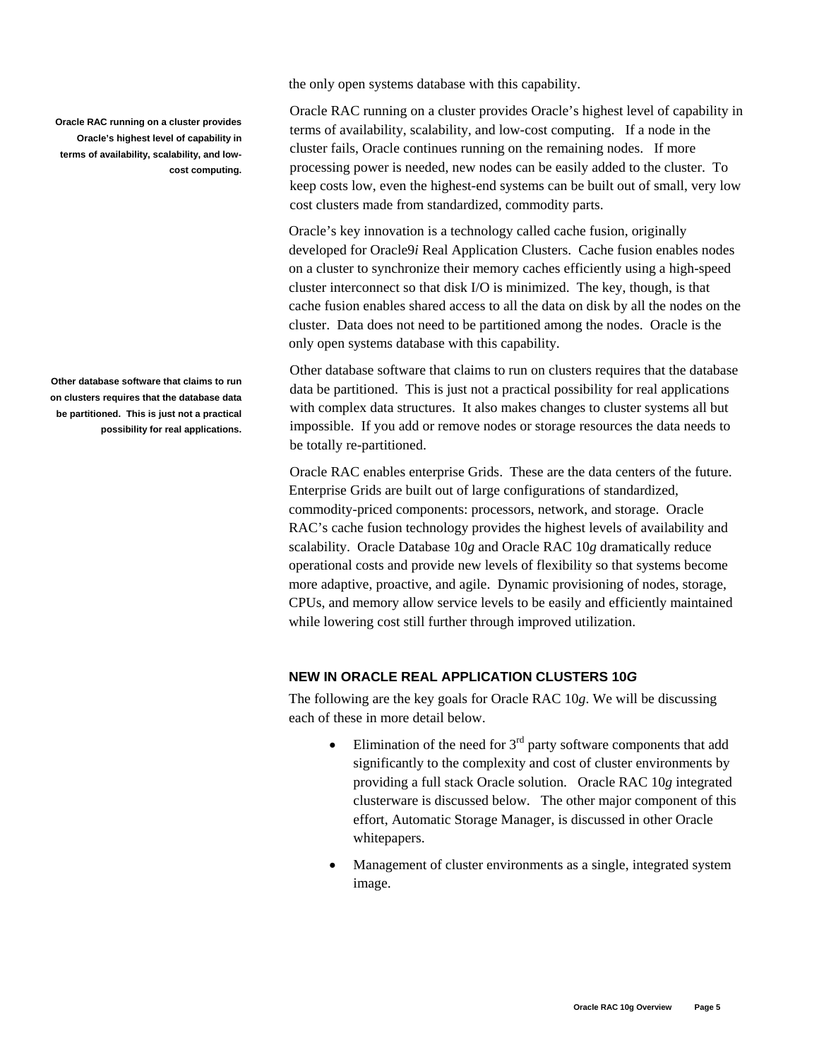the only open systems database with this capability.

**Oracle RAC running on a cluster provides Oracle's highest level of capability in terms of availability, scalability, and low-cost computing.**

Oracle RAC running on a cluster provides Oracle's highest level of capability in terms of availability, scalability, and low-cost computing. If a node in the cluster fails, Oracle continues running on the remaining nodes. If more processing power is needed, new nodes can be easily added to the cluster. To keep costs low, even the highest-end systems can be built out of small, very low cost clusters made from standardized, commodity parts.

Oracle's key innovation is a technology called cache fusion, originally developed for Oracle9*i* Real Application Clusters. Cache fusion enables nodes on a cluster to synchronize their memory caches efficiently using a high-speed cluster interconnect so that disk I/O is minimized. The key, though, is that cache fusion enables shared access to all the data on disk by all the nodes on the cluster. Data does not need to be partitioned among the nodes. Oracle is the only open systems database with this capability.

**Other database software that claims to run on clusters requires that the database data be partitioned. This is just not a practical possibility for real applications.**

Other database software that claims to run on clusters requires that the database data be partitioned. This is just not a practical possibility for real applications with complex data structures. It also makes changes to cluster systems all but impossible. If you add or remove nodes or storage resources the data needs to be totally re-partitioned.

Oracle RAC enables enterprise Grids. These are the data centers of the future. Enterprise Grids are built out of large configurations of standardized, commodity-priced components: processors, network, and storage. Oracle RAC's cache fusion technology provides the highest levels of availability and scalability. Oracle Database 10*g* and Oracle RAC 10*g* dramatically reduce operational costs and provide new levels of flexibility so that systems become more adaptive, proactive, and agile. Dynamic provisioning of nodes, storage, CPUs, and memory allow service levels to be easily and efficiently maintained while lowering cost still further through improved utilization.

## NEW IN ORACLE REAL APPLICATION CLUSTERS 10*G*

The following are the key goals for Oracle RAC 10*g*. We will be discussing each of these in more detail below.

- Elimination of the need for 3rd party software components that add significantly to the complexity and cost of cluster environments by providing a full stack Oracle solution. Oracle RAC 10*g* integrated clusterware is discussed below. The other major component of this effort, Automatic Storage Manager, is discussed in other Oracle whitepapers.
- Management of cluster environments as a single, integrated system image.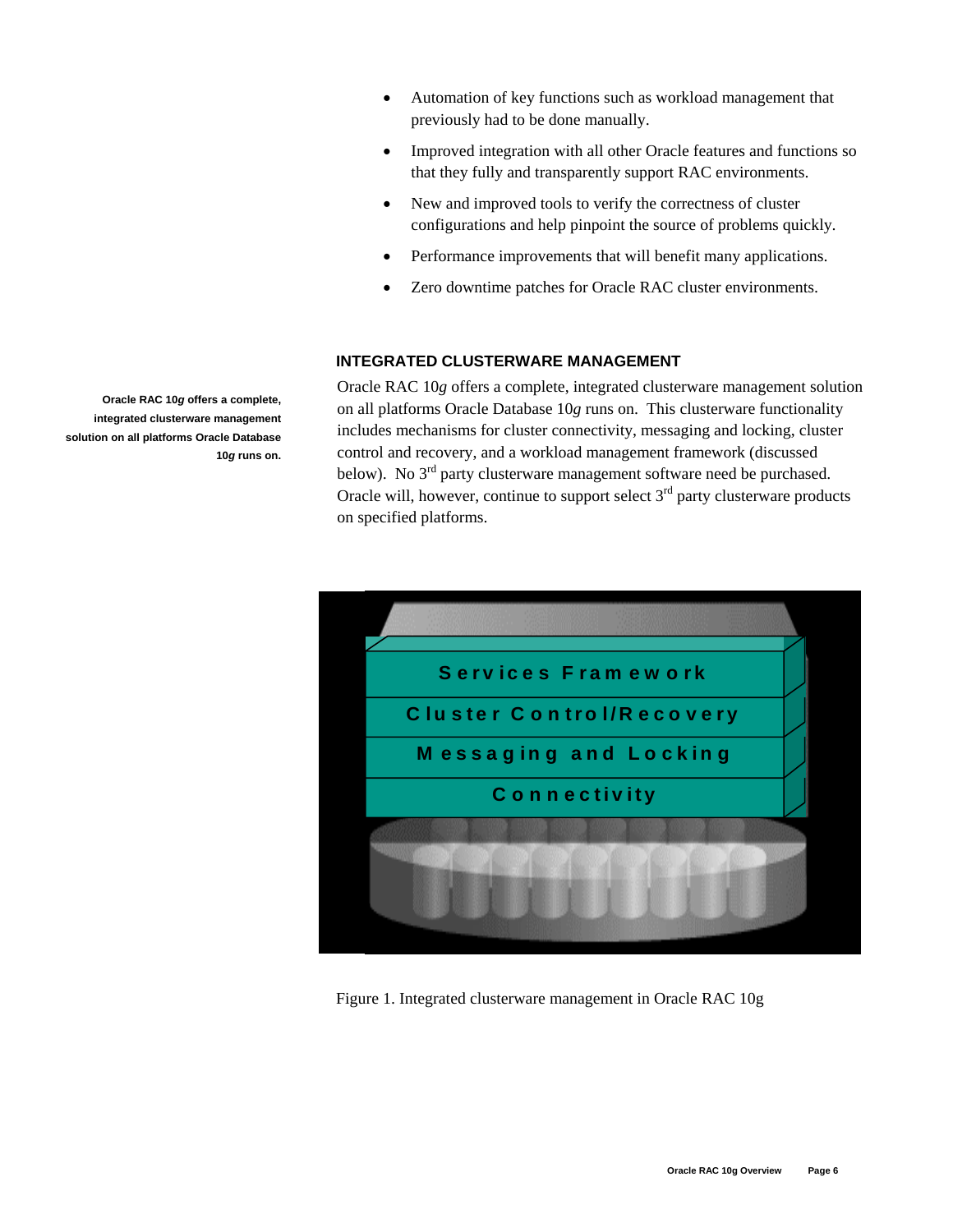- Automation of key functions such as workload management that previously had to be done manually.
- Improved integration with all other Oracle features and functions so that they fully and transparently support RAC environments.
- New and improved tools to verify the correctness of cluster configurations and help pinpoint the source of problems quickly.
- Performance improvements that will benefit many applications.
- Zero downtime patches for Oracle RAC cluster environments.

## INTEGRATED CLUSTERWARE MANAGEMENT

**Oracle RAC 10*g* offers a complete, integrated clusterware management solution on all platforms Oracle Database 10*g* runs on.**

Oracle RAC 10*g* offers a complete, integrated clusterware management solution on all platforms Oracle Database 10*g* runs on. This clusterware functionality includes mechanisms for cluster connectivity, messaging and locking, cluster control and recovery, and a workload management framework (discussed below). No 3rd party clusterware management software need be purchased. Oracle will, however, continue to support select 3rd party clusterware products on specified platforms.

Services Framework

Cluster Control/Recovery

Messaging and Locking

Connectivity

Figure 1. Integrated clusterware management in Oracle RAC 10g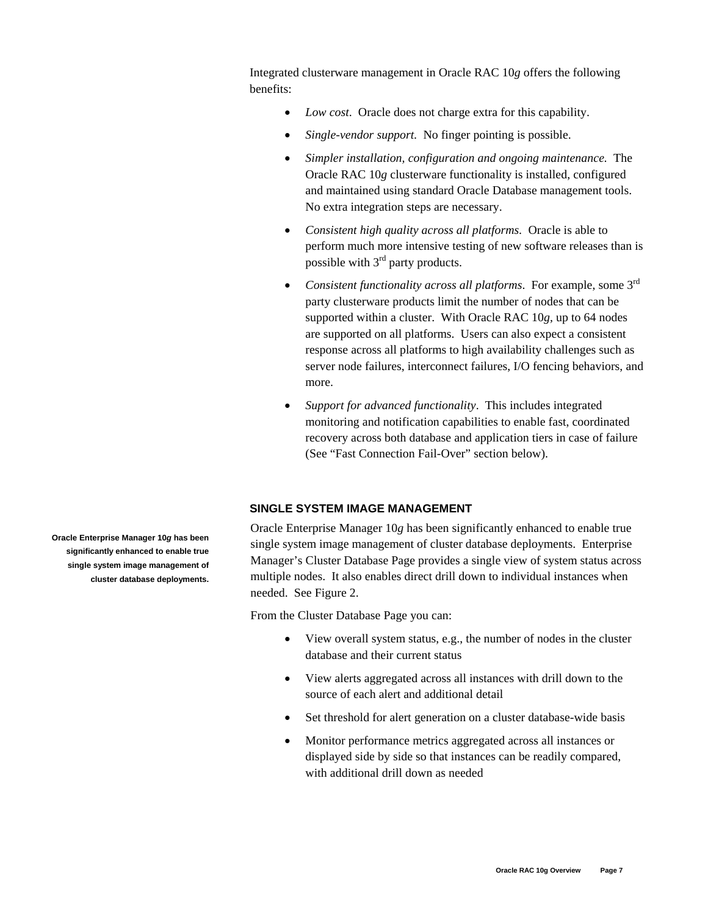Integrated clusterware management in Oracle RAC 10*g* offers the following benefits:

- *Low cost*. Oracle does not charge extra for this capability.
- *Single-vendor support*. No finger pointing is possible.
- *Simpler installation, configuration and ongoing maintenance.* The Oracle RAC 10*g* clusterware functionality is installed, configured and maintained using standard Oracle Database management tools. No extra integration steps are necessary.
- *Consistent high quality across all platforms.* Oracle is able to perform much more intensive testing of new software releases than is possible with 3rd party products.
- *Consistent functionality across all platforms*. For example, some 3rd party clusterware products limit the number of nodes that can be supported within a cluster. With Oracle RAC 10*g*, up to 64 nodes are supported on all platforms. Users can also expect a consistent response across all platforms to high availability challenges such as server node failures, interconnect failures, I/O fencing behaviors, and more.
- *Support for advanced functionality*. This includes integrated monitoring and notification capabilities to enable fast, coordinated recovery across both database and application tiers in case of failure (See "Fast Connection Fail-Over" section below).

## SINGLE SYSTEM IMAGE MANAGEMENT

**Oracle Enterprise Manager 10*g* has been significantly enhanced to enable true single system image management of cluster database deployments.**

Oracle Enterprise Manager 10*g* has been significantly enhanced to enable true single system image management of cluster database deployments. Enterprise Manager's Cluster Database Page provides a single view of system status across multiple nodes. It also enables direct drill down to individual instances when needed. See Figure 2.

From the Cluster Database Page you can:

- View overall system status, e.g., the number of nodes in the cluster database and their current status
- View alerts aggregated across all instances with drill down to the source of each alert and additional detail
- Set threshold for alert generation on a cluster database-wide basis
- Monitor performance metrics aggregated across all instances or displayed side by side so that instances can be readily compared, with additional drill down as needed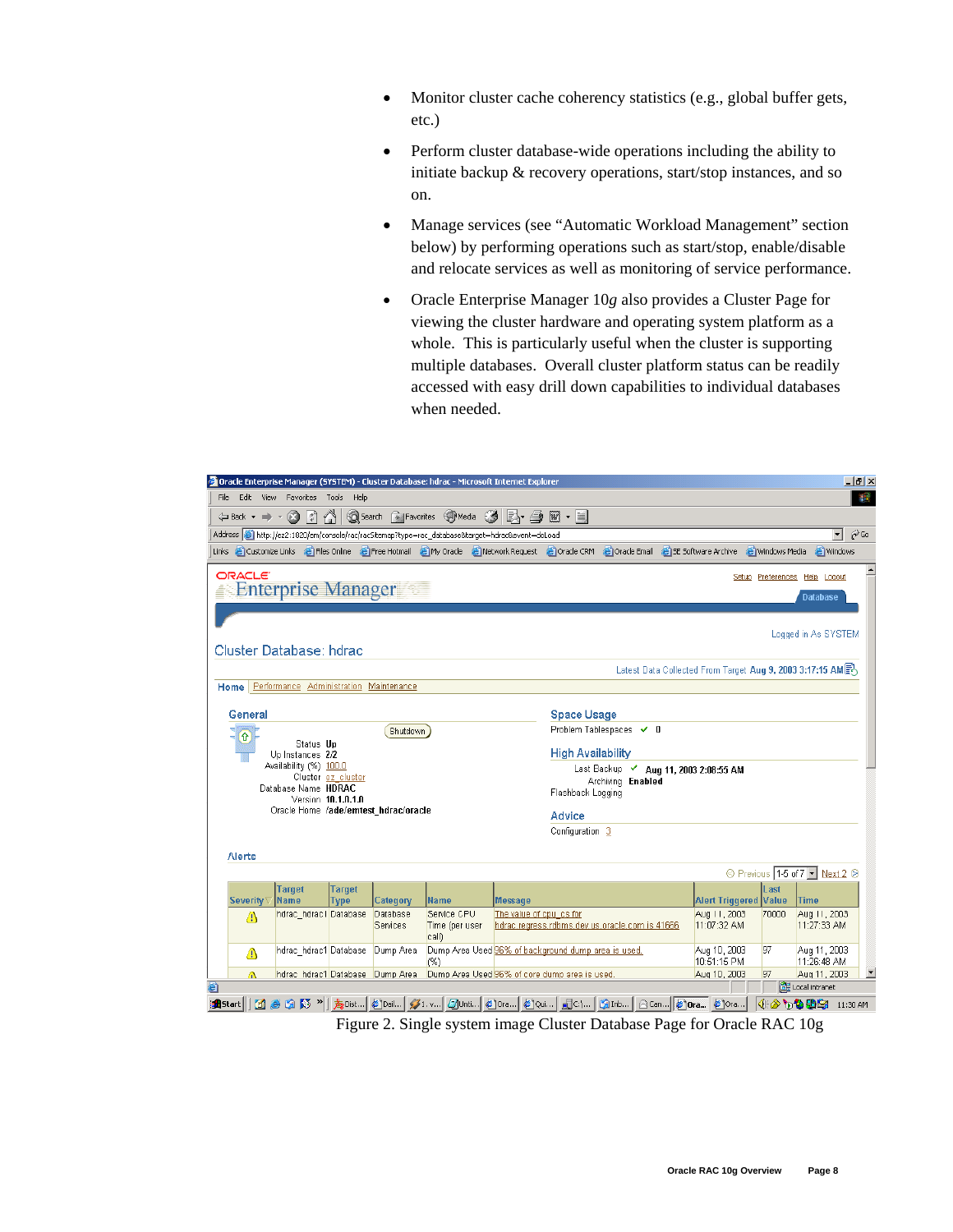- Monitor cluster cache coherency statistics (e.g., global buffer gets, etc.)
- Perform cluster database-wide operations including the ability to initiate backup & recovery operations, start/stop instances, and so on.
- Manage services (see "Automatic Workload Management" section below) by performing operations such as start/stop, enable/disable and relocate services as well as monitoring of service performance.
- Oracle Enterprise Manager 10*g* also provides a Cluster Page for viewing the cluster hardware and operating system platform as a whole. This is particularly useful when the cluster is supporting multiple databases. Overall cluster platform status can be readily accessed with easy drill down capabilities to individual databases when needed.

Figure 2. Single system image Cluster Database Page for Oracle RAC 10g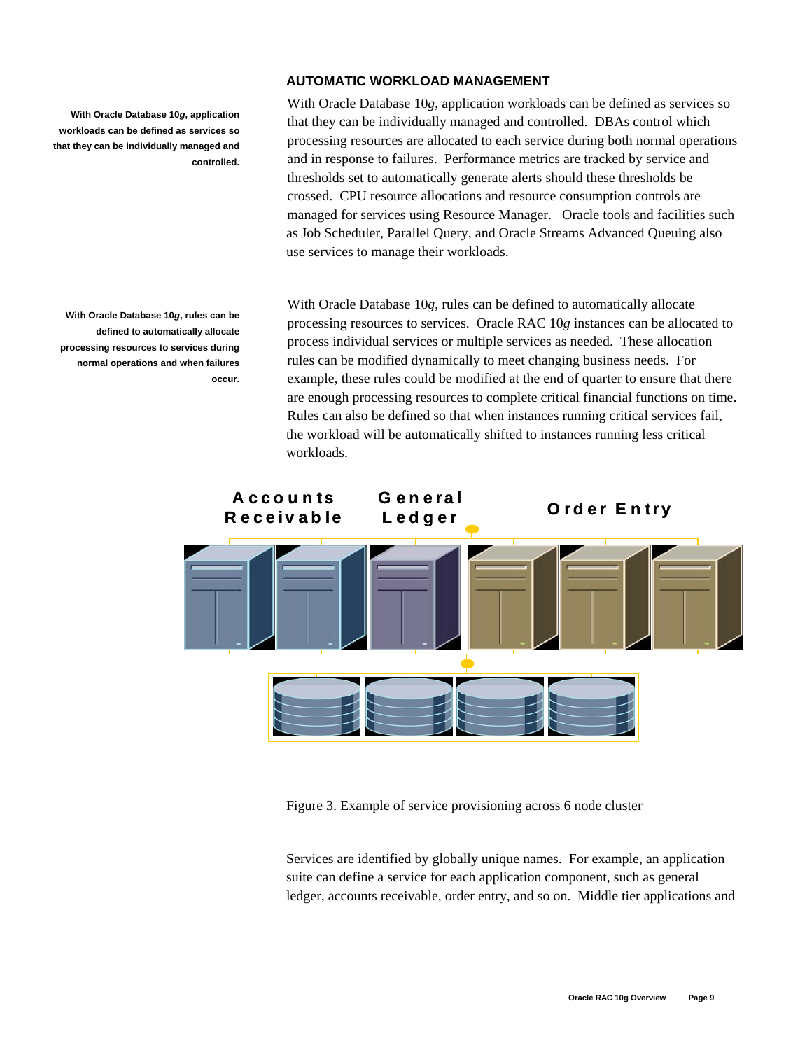## AUTOMATIC WORKLOAD MANAGEMENT

**With Oracle Database 10*g*, application workloads can be defined as services so that they can be individually managed and controlled.**

With Oracle Database 10*g*, application workloads can be defined as services so that they can be individually managed and controlled. DBAs control which processing resources are allocated to each service during both normal operations and in response to failures. Performance metrics are tracked by service and thresholds set to automatically generate alerts should these thresholds be crossed. CPU resource allocations and resource consumption controls are managed for services using Resource Manager. Oracle tools and facilities such as Job Scheduler, Parallel Query, and Oracle Streams Advanced Queuing also use services to manage their workloads.

**With Oracle Database 10*g*, rules can be defined to automatically allocate processing resources to services during normal operations and when failures occur.**

With Oracle Database 10*g*, rules can be defined to automatically allocate processing resources to services. Oracle RAC 10*g* instances can be allocated to process individual services or multiple services as needed. These allocation rules can be modified dynamically to meet changing business needs. For example, these rules could be modified at the end of quarter to ensure that there are enough processing resources to complete critical financial functions on time. Rules can also be defined so that when instances running critical services fail, the workload will be automatically shifted to instances running less critical workloads.

Accounts Receivable | General Ledger | Order Entry

Figure 3. Example of service provisioning across 6 node cluster

Services are identified by globally unique names. For example, an application suite can define a service for each application component, such as general ledger, accounts receivable, order entry, and so on. Middle tier applications and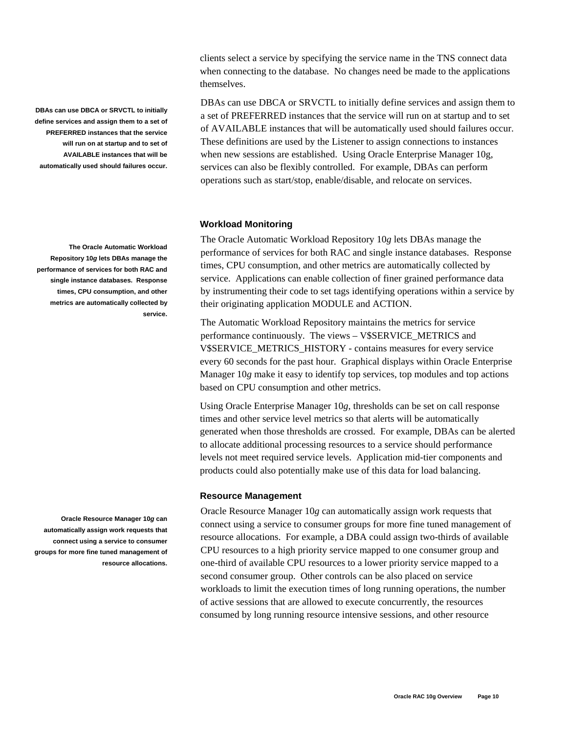clients select a service by specifying the service name in the TNS connect data when connecting to the database. No changes need be made to the applications themselves.

**DBAs can use DBCA or SRVCTL to initially define services and assign them to a set of PREFERRED instances that the service will run on at startup and to set of AVAILABLE instances that will be automatically used should failures occur.**

DBAs can use DBCA or SRVCTL to initially define services and assign them to a set of PREFERRED instances that the service will run on at startup and to set of AVAILABLE instances that will be automatically used should failures occur. These definitions are used by the Listener to assign connections to instances when new sessions are established. Using Oracle Enterprise Manager 10g, services can also be flexibly controlled. For example, DBAs can perform operations such as start/stop, enable/disable, and relocate on services.

### Workload Monitoring

**The Oracle Automatic Workload Repository 10*g* lets DBAs manage the performance of services for both RAC and single instance databases. Response times, CPU consumption, and other metrics are automatically collected by service.**

The Oracle Automatic Workload Repository 10*g* lets DBAs manage the performance of services for both RAC and single instance databases. Response times, CPU consumption, and other metrics are automatically collected by service. Applications can enable collection of finer grained performance data by instrumenting their code to set tags identifying operations within a service by their originating application MODULE and ACTION.

The Automatic Workload Repository maintains the metrics for service performance continuously. The views – V$SERVICE_METRICS and V$SERVICE_METRICS_HISTORY - contains measures for every service every 60 seconds for the past hour. Graphical displays within Oracle Enterprise Manager 10*g* make it easy to identify top services, top modules and top actions based on CPU consumption and other metrics.

Using Oracle Enterprise Manager 10*g*, thresholds can be set on call response times and other service level metrics so that alerts will be automatically generated when those thresholds are crossed. For example, DBAs can be alerted to allocate additional processing resources to a service should performance levels not meet required service levels. Application mid-tier components and products could also potentially make use of this data for load balancing.

### Resource Management

**Oracle Resource Manager 10*g* can automatically assign work requests that connect using a service to consumer groups for more fine tuned management of resource allocations.**

Oracle Resource Manager 10*g* can automatically assign work requests that connect using a service to consumer groups for more fine tuned management of resource allocations. For example, a DBA could assign two-thirds of available CPU resources to a high priority service mapped to one consumer group and one-third of available CPU resources to a lower priority service mapped to a second consumer group. Other controls can be also placed on service workloads to limit the execution times of long running operations, the number of active sessions that are allowed to execute concurrently, the resources consumed by long running resource intensive sessions, and other resource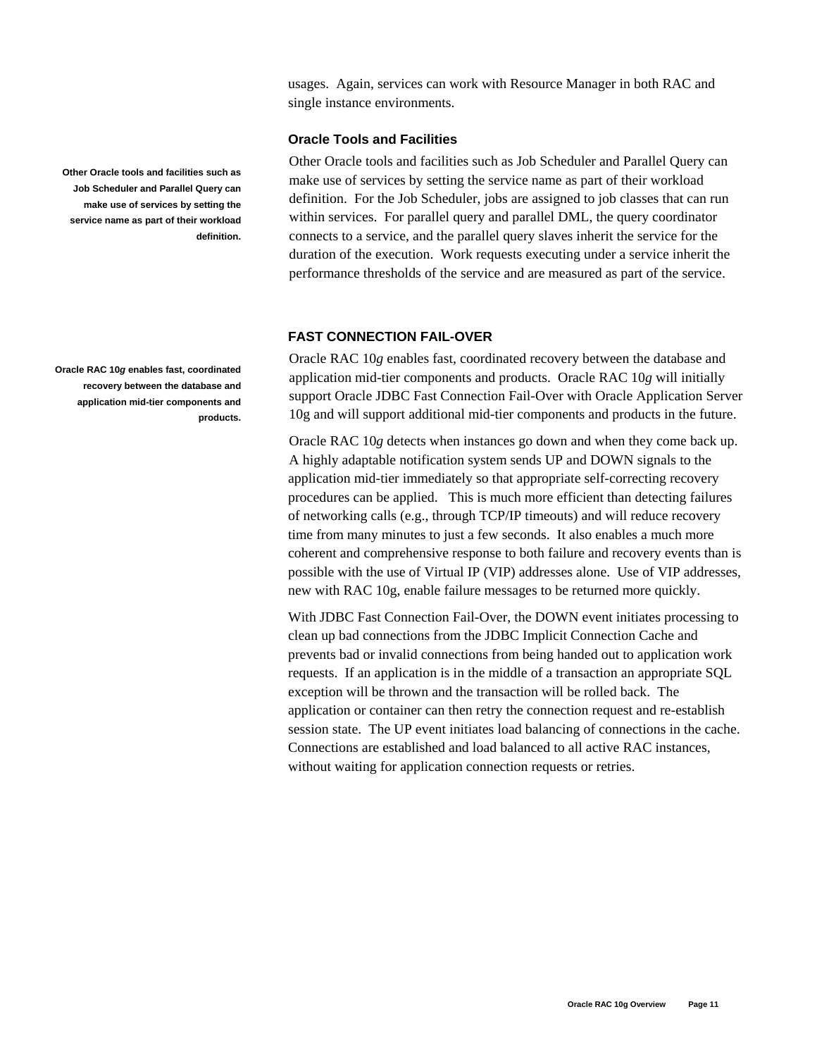usages. Again, services can work with Resource Manager in both RAC and single instance environments.

### Oracle Tools and Facilities

**Other Oracle tools and facilities such as Job Scheduler and Parallel Query can make use of services by setting the service name as part of their workload definition.**

Other Oracle tools and facilities such as Job Scheduler and Parallel Query can make use of services by setting the service name as part of their workload definition. For the Job Scheduler, jobs are assigned to job classes that can run within services. For parallel query and parallel DML, the query coordinator connects to a service, and the parallel query slaves inherit the service for the duration of the execution. Work requests executing under a service inherit the performance thresholds of the service and are measured as part of the service.

## FAST CONNECTION FAIL-OVER

**Oracle RAC 10*g* enables fast, coordinated recovery between the database and application mid-tier components and products.**

Oracle RAC 10*g* enables fast, coordinated recovery between the database and application mid-tier components and products. Oracle RAC 10*g* will initially support Oracle JDBC Fast Connection Fail-Over with Oracle Application Server 10g and will support additional mid-tier components and products in the future.

Oracle RAC 10*g* detects when instances go down and when they come back up. A highly adaptable notification system sends UP and DOWN signals to the application mid-tier immediately so that appropriate self-correcting recovery procedures can be applied. This is much more efficient than detecting failures of networking calls (e.g., through TCP/IP timeouts) and will reduce recovery time from many minutes to just a few seconds. It also enables a much more coherent and comprehensive response to both failure and recovery events than is possible with the use of Virtual IP (VIP) addresses alone. Use of VIP addresses, new with RAC 10g, enable failure messages to be returned more quickly.

With JDBC Fast Connection Fail-Over, the DOWN event initiates processing to clean up bad connections from the JDBC Implicit Connection Cache and prevents bad or invalid connections from being handed out to application work requests. If an application is in the middle of a transaction an appropriate SQL exception will be thrown and the transaction will be rolled back. The application or container can then retry the connection request and re-establish session state. The UP event initiates load balancing of connections in the cache. Connections are established and load balanced to all active RAC instances, without waiting for application connection requests or retries.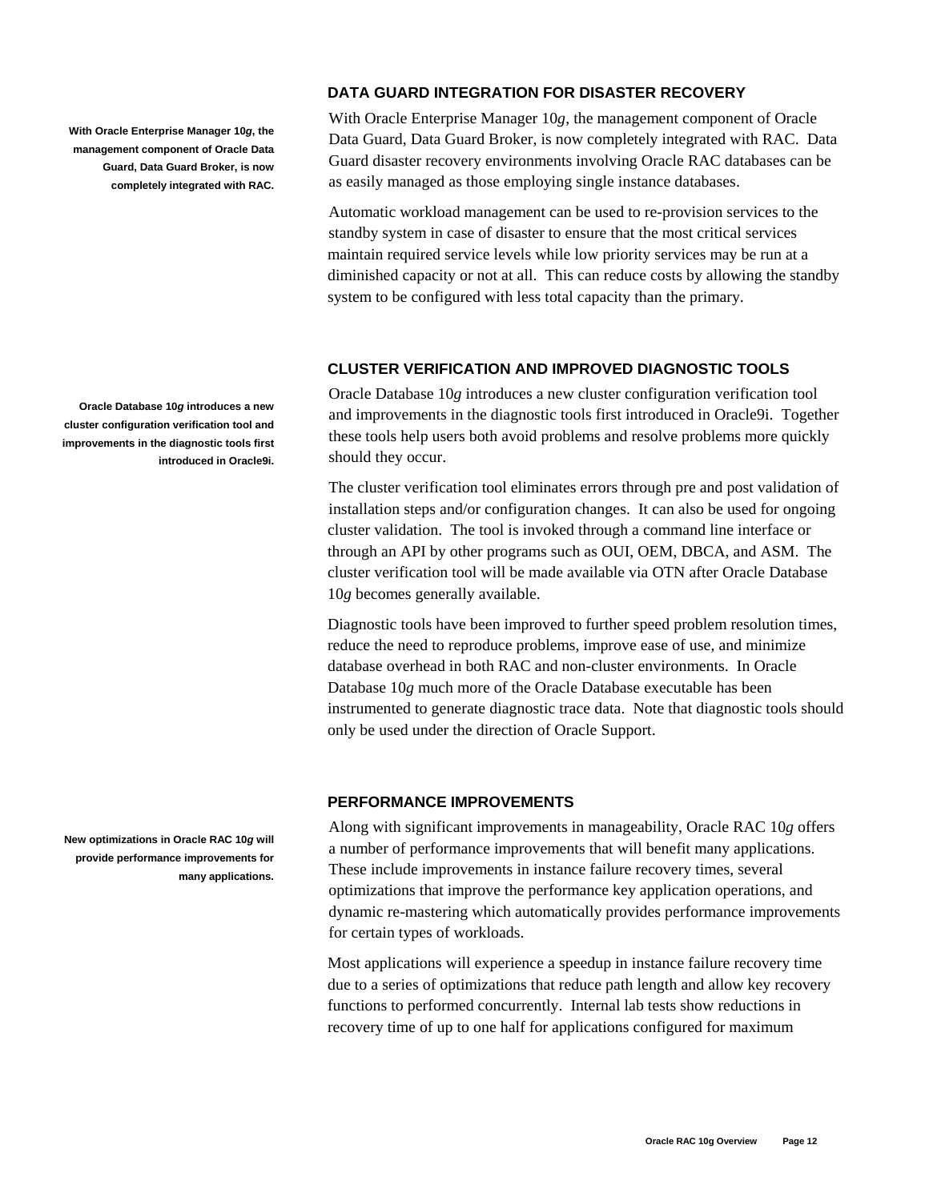## DATA GUARD INTEGRATION FOR DISASTER RECOVERY

**With Oracle Enterprise Manager 10*g*, the management component of Oracle Data Guard, Data Guard Broker, is now completely integrated with RAC.**

With Oracle Enterprise Manager 10*g*, the management component of Oracle Data Guard, Data Guard Broker, is now completely integrated with RAC. Data Guard disaster recovery environments involving Oracle RAC databases can be as easily managed as those employing single instance databases.

Automatic workload management can be used to re-provision services to the standby system in case of disaster to ensure that the most critical services maintain required service levels while low priority services may be run at a diminished capacity or not at all. This can reduce costs by allowing the standby system to be configured with less total capacity than the primary.

## CLUSTER VERIFICATION AND IMPROVED DIAGNOSTIC TOOLS

**Oracle Database 10*g* introduces a new cluster configuration verification tool and improvements in the diagnostic tools first introduced in Oracle9i.**

Oracle Database 10*g* introduces a new cluster configuration verification tool and improvements in the diagnostic tools first introduced in Oracle9i. Together these tools help users both avoid problems and resolve problems more quickly should they occur.

The cluster verification tool eliminates errors through pre and post validation of installation steps and/or configuration changes. It can also be used for ongoing cluster validation. The tool is invoked through a command line interface or through an API by other programs such as OUI, OEM, DBCA, and ASM. The cluster verification tool will be made available via OTN after Oracle Database 10*g* becomes generally available.

Diagnostic tools have been improved to further speed problem resolution times, reduce the need to reproduce problems, improve ease of use, and minimize database overhead in both RAC and non-cluster environments. In Oracle Database 10*g* much more of the Oracle Database executable has been instrumented to generate diagnostic trace data. Note that diagnostic tools should only be used under the direction of Oracle Support.

## PERFORMANCE IMPROVEMENTS

**New optimizations in Oracle RAC 10*g* will provide performance improvements for many applications.**

Along with significant improvements in manageability, Oracle RAC 10*g* offers a number of performance improvements that will benefit many applications. These include improvements in instance failure recovery times, several optimizations that improve the performance key application operations, and dynamic re-mastering which automatically provides performance improvements for certain types of workloads.

Most applications will experience a speedup in instance failure recovery time due to a series of optimizations that reduce path length and allow key recovery functions to performed concurrently. Internal lab tests show reductions in recovery time of up to one half for applications configured for maximum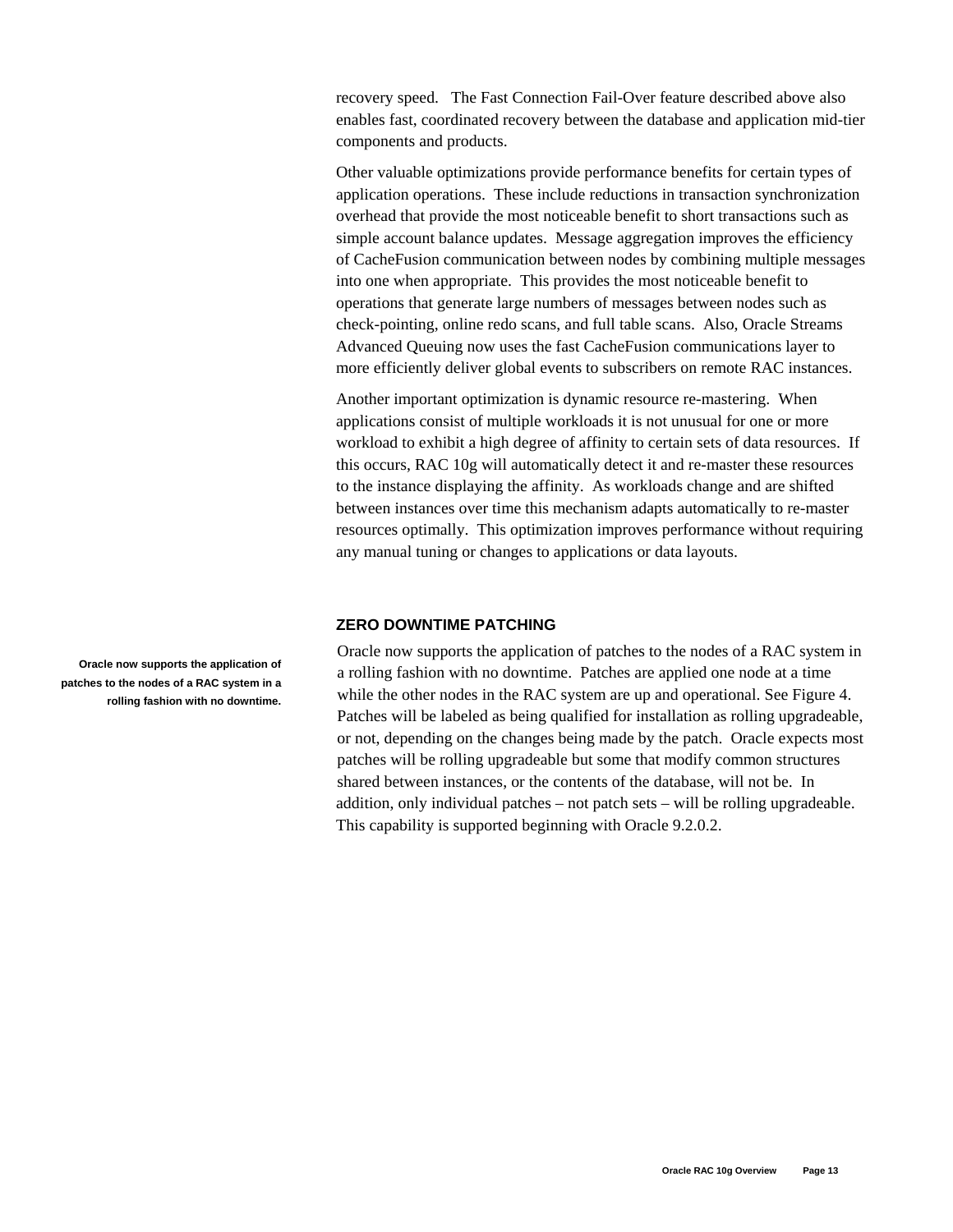recovery speed. The Fast Connection Fail-Over feature described above also enables fast, coordinated recovery between the database and application mid-tier components and products.

Other valuable optimizations provide performance benefits for certain types of application operations. These include reductions in transaction synchronization overhead that provide the most noticeable benefit to short transactions such as simple account balance updates. Message aggregation improves the efficiency of CacheFusion communication between nodes by combining multiple messages into one when appropriate. This provides the most noticeable benefit to operations that generate large numbers of messages between nodes such as check-pointing, online redo scans, and full table scans. Also, Oracle Streams Advanced Queuing now uses the fast CacheFusion communications layer to more efficiently deliver global events to subscribers on remote RAC instances.

Another important optimization is dynamic resource re-mastering. When applications consist of multiple workloads it is not unusual for one or more workload to exhibit a high degree of affinity to certain sets of data resources. If this occurs, RAC 10g will automatically detect it and re-master these resources to the instance displaying the affinity. As workloads change and are shifted between instances over time this mechanism adapts automatically to re-master resources optimally. This optimization improves performance without requiring any manual tuning or changes to applications or data layouts.

## ZERO DOWNTIME PATCHING

**Oracle now supports the application of patches to the nodes of a RAC system in a rolling fashion with no downtime.**

Oracle now supports the application of patches to the nodes of a RAC system in a rolling fashion with no downtime. Patches are applied one node at a time while the other nodes in the RAC system are up and operational. See Figure 4. Patches will be labeled as being qualified for installation as rolling upgradeable, or not, depending on the changes being made by the patch. Oracle expects most patches will be rolling upgradeable but some that modify common structures shared between instances, or the contents of the database, will not be. In addition, only individual patches – not patch sets – will be rolling upgradeable. This capability is supported beginning with Oracle 9.2.0.2.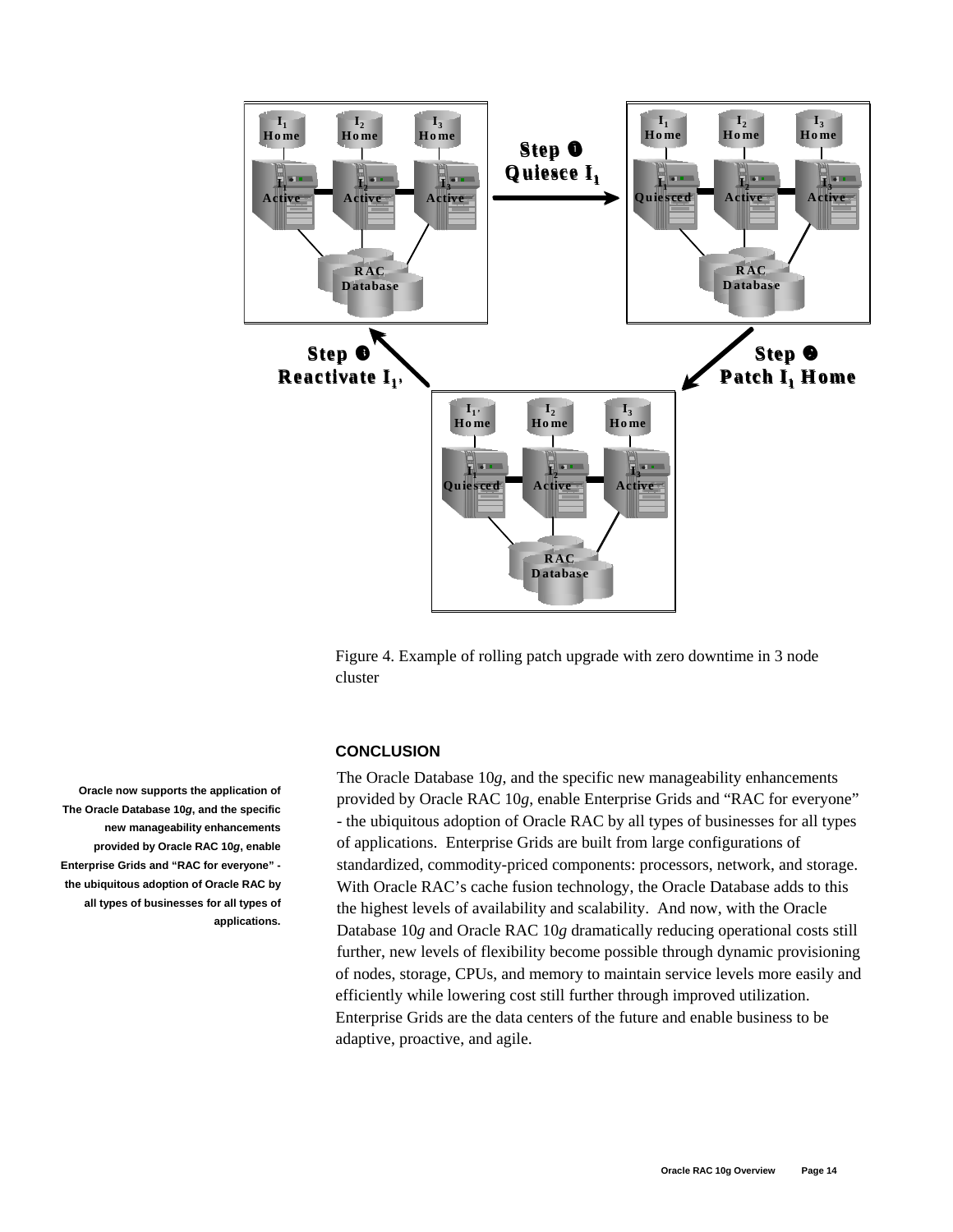Figure 4. Example of rolling patch upgrade with zero downtime in 3 node cluster

## CONCLUSION

**Oracle now supports the application of The Oracle Database 10*g*, and the specific new manageability enhancements provided by Oracle RAC 10*g*, enable Enterprise Grids and "RAC for everyone" - the ubiquitous adoption of Oracle RAC by all types of businesses for all types of applications.**

The Oracle Database 10*g*, and the specific new manageability enhancements provided by Oracle RAC 10*g*, enable Enterprise Grids and "RAC for everyone" - the ubiquitous adoption of Oracle RAC by all types of businesses for all types of applications. Enterprise Grids are built from large configurations of standardized, commodity-priced components: processors, network, and storage. With Oracle RAC's cache fusion technology, the Oracle Database adds to this the highest levels of availability and scalability. And now, with the Oracle Database 10*g* and Oracle RAC 10*g* dramatically reducing operational costs still further, new levels of flexibility become possible through dynamic provisioning of nodes, storage, CPUs, and memory to maintain service levels more easily and efficiently while lowering cost still further through improved utilization. Enterprise Grids are the data centers of the future and enable business to be adaptive, proactive, and agile.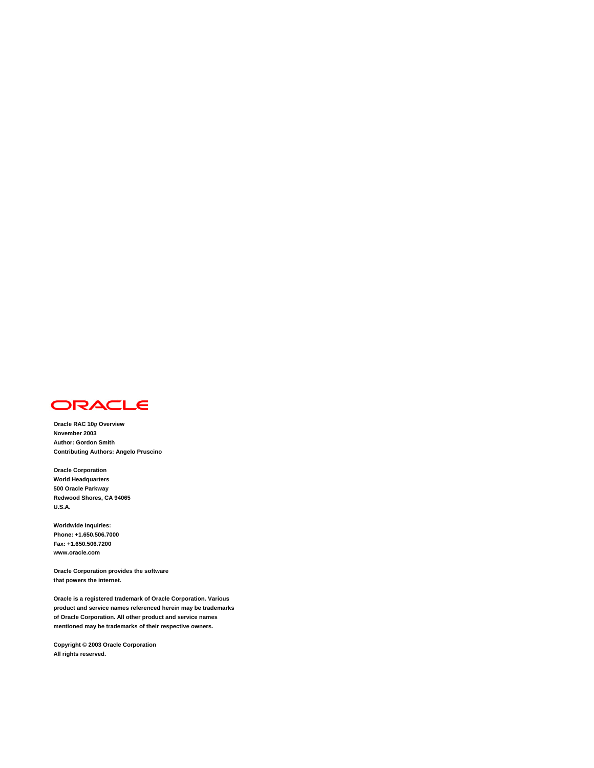ORACLE

**Oracle RAC 10*g* Overview**
**November 2003**
**Author: Gordon Smith**
**Contributing Authors: Angelo Pruscino**

**Oracle Corporation**
**World Headquarters**
**500 Oracle Parkway**
**Redwood Shores, CA 94065**
**U.S.A.**

**Worldwide Inquiries:**
**Phone: +1.650.506.7000**
**Fax: +1.650.506.7200**
**www.oracle.com**

**Oracle Corporation provides the software**
**that powers the internet.**

**Oracle is a registered trademark of Oracle Corporation. Various**
**product and service names referenced herein may be trademarks**
**of Oracle Corporation. All other product and service names**
**mentioned may be trademarks of their respective owners.**

**Copyright © 2003 Oracle Corporation**
**All rights reserved.**